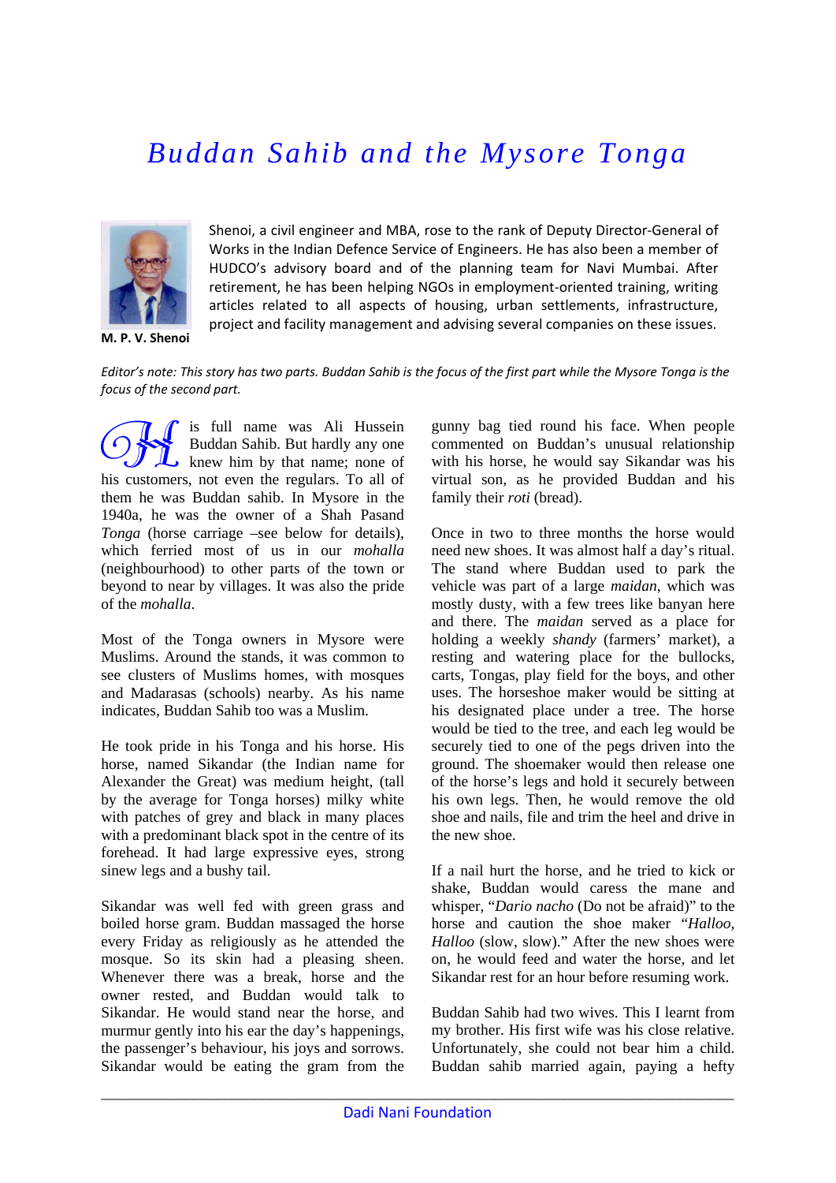# Buddan Sahib and the Mysore Tonga

**M. P. V. Shenoi**

Shenoi, a civil engineer and MBA, rose to the rank of Deputy Director-General of Works in the Indian Defence Service of Engineers. He has also been a member of HUDCO's advisory board and of the planning team for Navi Mumbai. After retirement, he has been helping NGOs in employment-oriented training, writing articles related to all aspects of housing, urban settlements, infrastructure, project and facility management and advising several companies on these issues.

*Editor's note: This story has two parts. Buddan Sahib is the focus of the first part while the Mysore Tonga is the focus of the second part.*

His full name was Ali Hussein Buddan Sahib. But hardly any one knew him by that name; none of his customers, not even the regulars. To all of them he was Buddan sahib. In Mysore in the 1940a, he was the owner of a Shah Pasand *Tonga* (horse carriage –see below for details), which ferried most of us in our *mohalla* (neighbourhood) to other parts of the town or beyond to near by villages. It was also the pride of the *mohalla*.

Most of the Tonga owners in Mysore were Muslims. Around the stands, it was common to see clusters of Muslims homes, with mosques and Madarasas (schools) nearby. As his name indicates, Buddan Sahib too was a Muslim.

He took pride in his Tonga and his horse. His horse, named Sikandar (the Indian name for Alexander the Great) was medium height, (tall by the average for Tonga horses) milky white with patches of grey and black in many places with a predominant black spot in the centre of its forehead. It had large expressive eyes, strong sinew legs and a bushy tail.

Sikandar was well fed with green grass and boiled horse gram. Buddan massaged the horse every Friday as religiously as he attended the mosque. So its skin had a pleasing sheen. Whenever there was a break, horse and the owner rested, and Buddan would talk to Sikandar. He would stand near the horse, and murmur gently into his ear the day's happenings, the passenger's behaviour, his joys and sorrows. Sikandar would be eating the gram from the gunny bag tied round his face. When people commented on Buddan's unusual relationship with his horse, he would say Sikandar was his virtual son, as he provided Buddan and his family their *roti* (bread).

Once in two to three months the horse would need new shoes. It was almost half a day's ritual. The stand where Buddan used to park the vehicle was part of a large *maidan*, which was mostly dusty, with a few trees like banyan here and there. The *maidan* served as a place for holding a weekly *shandy* (farmers' market), a resting and watering place for the bullocks, carts, Tongas, play field for the boys, and other uses. The horseshoe maker would be sitting at his designated place under a tree. The horse would be tied to the tree, and each leg would be securely tied to one of the pegs driven into the ground. The shoemaker would then release one of the horse's legs and hold it securely between his own legs. Then, he would remove the old shoe and nails, file and trim the heel and drive in the new shoe.

If a nail hurt the horse, and he tried to kick or shake, Buddan would caress the mane and whisper, "*Dario nacho* (Do not be afraid)" to the horse and caution the shoe maker "*Halloo, Halloo* (slow, slow)." After the new shoes were on, he would feed and water the horse, and let Sikandar rest for an hour before resuming work.

Buddan Sahib had two wives. This I learnt from my brother. His first wife was his close relative. Unfortunately, she could not bear him a child. Buddan sahib married again, paying a hefty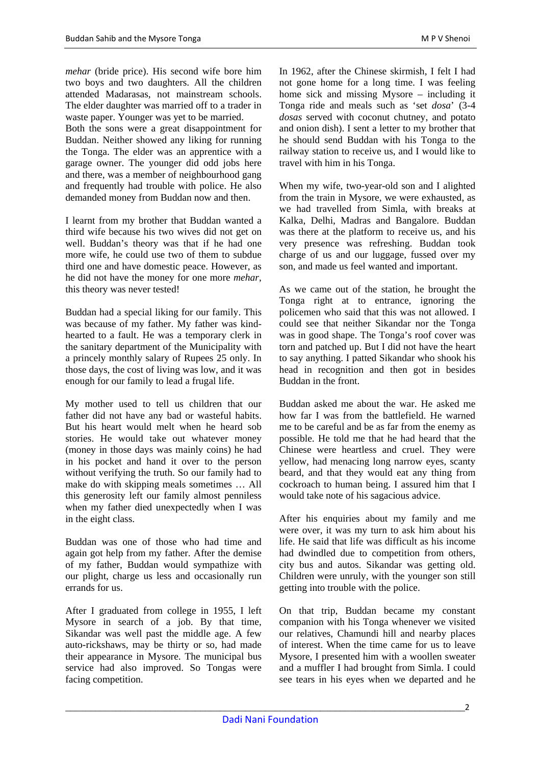*mehar* (bride price). His second wife bore him two boys and two daughters. All the children attended Madarasas, not mainstream schools. The elder daughter was married off to a trader in waste paper. Younger was yet to be married.
Both the sons were a great disappointment for Buddan. Neither showed any liking for running the Tonga. The elder was an apprentice with a garage owner. The younger did odd jobs here and there, was a member of neighbourhood gang and frequently had trouble with police. He also demanded money from Buddan now and then.

I learnt from my brother that Buddan wanted a third wife because his two wives did not get on well. Buddan's theory was that if he had one more wife, he could use two of them to subdue third one and have domestic peace. However, as he did not have the money for one more *mehar*, this theory was never tested!

Buddan had a special liking for our family. This was because of my father. My father was kind-hearted to a fault. He was a temporary clerk in the sanitary department of the Municipality with a princely monthly salary of Rupees 25 only. In those days, the cost of living was low, and it was enough for our family to lead a frugal life.

My mother used to tell us children that our father did not have any bad or wasteful habits. But his heart would melt when he heard sob stories. He would take out whatever money (money in those days was mainly coins) he had in his pocket and hand it over to the person without verifying the truth. So our family had to make do with skipping meals sometimes … All this generosity left our family almost penniless when my father died unexpectedly when I was in the eight class.

Buddan was one of those who had time and again got help from my father. After the demise of my father, Buddan would sympathize with our plight, charge us less and occasionally run errands for us.

After I graduated from college in 1955, I left Mysore in search of a job. By that time, Sikandar was well past the middle age. A few auto-rickshaws, may be thirty or so, had made their appearance in Mysore. The municipal bus service had also improved. So Tongas were facing competition.

In 1962, after the Chinese skirmish, I felt I had not gone home for a long time. I was feeling home sick and missing Mysore – including it Tonga ride and meals such as 'set *dosa*' (3-4 *dosas* served with coconut chutney, and potato and onion dish). I sent a letter to my brother that he should send Buddan with his Tonga to the railway station to receive us, and I would like to travel with him in his Tonga.

When my wife, two-year-old son and I alighted from the train in Mysore, we were exhausted, as we had travelled from Simla, with breaks at Kalka, Delhi, Madras and Bangalore. Buddan was there at the platform to receive us, and his very presence was refreshing. Buddan took charge of us and our luggage, fussed over my son, and made us feel wanted and important.

As we came out of the station, he brought the Tonga right at to entrance, ignoring the policemen who said that this was not allowed. I could see that neither Sikandar nor the Tonga was in good shape. The Tonga's roof cover was torn and patched up. But I did not have the heart to say anything. I patted Sikandar who shook his head in recognition and then got in besides Buddan in the front.

Buddan asked me about the war. He asked me how far I was from the battlefield. He warned me to be careful and be as far from the enemy as possible. He told me that he had heard that the Chinese were heartless and cruel. They were yellow, had menacing long narrow eyes, scanty beard, and that they would eat any thing from cockroach to human being. I assured him that I would take note of his sagacious advice.

After his enquiries about my family and me were over, it was my turn to ask him about his life. He said that life was difficult as his income had dwindled due to competition from others, city bus and autos. Sikandar was getting old. Children were unruly, with the younger son still getting into trouble with the police.

On that trip, Buddan became my constant companion with his Tonga whenever we visited our relatives, Chamundi hill and nearby places of interest. When the time came for us to leave Mysore, I presented him with a woollen sweater and a muffler I had brought from Simla. I could see tears in his eyes when we departed and he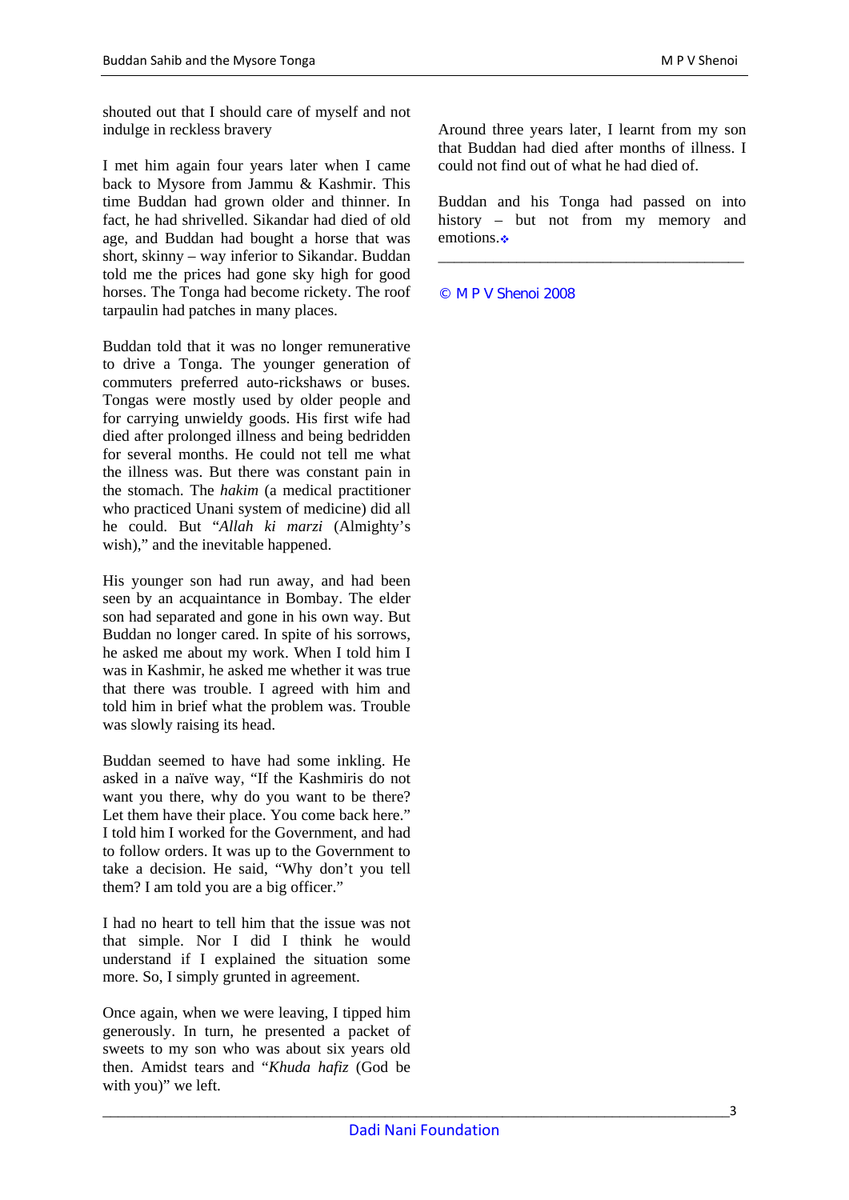shouted out that I should care of myself and not indulge in reckless bravery

I met him again four years later when I came back to Mysore from Jammu & Kashmir. This time Buddan had grown older and thinner. In fact, he had shrivelled. Sikandar had died of old age, and Buddan had bought a horse that was short, skinny – way inferior to Sikandar. Buddan told me the prices had gone sky high for good horses. The Tonga had become rickety. The roof tarpaulin had patches in many places.

Buddan told that it was no longer remunerative to drive a Tonga. The younger generation of commuters preferred auto-rickshaws or buses. Tongas were mostly used by older people and for carrying unwieldy goods. His first wife had died after prolonged illness and being bedridden for several months. He could not tell me what the illness was. But there was constant pain in the stomach. The *hakim* (a medical practitioner who practiced Unani system of medicine) did all he could. But "*Allah ki marzi* (Almighty's wish)," and the inevitable happened.

His younger son had run away, and had been seen by an acquaintance in Bombay. The elder son had separated and gone in his own way. But Buddan no longer cared. In spite of his sorrows, he asked me about my work. When I told him I was in Kashmir, he asked me whether it was true that there was trouble. I agreed with him and told him in brief what the problem was. Trouble was slowly raising its head.

Buddan seemed to have had some inkling. He asked in a naïve way, "If the Kashmiris do not want you there, why do you want to be there? Let them have their place. You come back here." I told him I worked for the Government, and had to follow orders. It was up to the Government to take a decision. He said, "Why don't you tell them? I am told you are a big officer."

I had no heart to tell him that the issue was not that simple. Nor I did I think he would understand if I explained the situation some more. So, I simply grunted in agreement.

Once again, when we were leaving, I tipped him generously. In turn, he presented a packet of sweets to my son who was about six years old then. Amidst tears and "*Khuda hafiz* (God be with you)" we left.

Around three years later, I learnt from my son that Buddan had died after months of illness. I could not find out of what he had died of.

Buddan and his Tonga had passed on into history – but not from my memory and emotions.❖

---

© M P V Shenoi 2008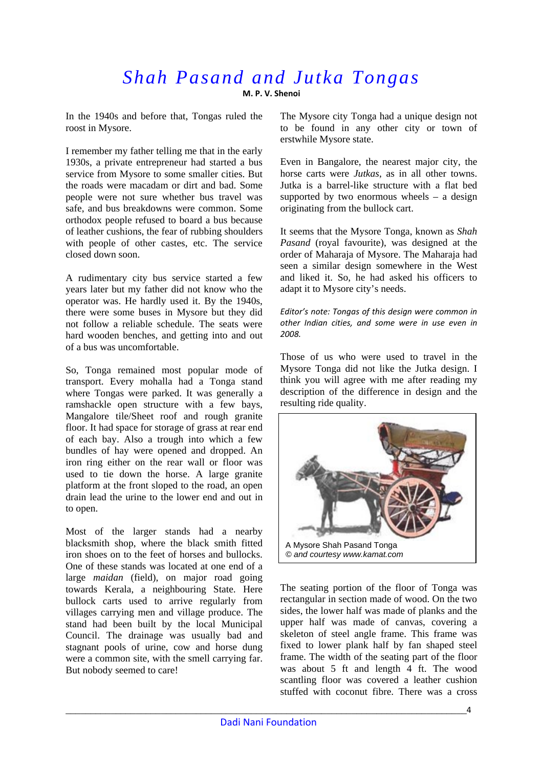# *Shah Pasand and Jutka Tongas*

**M. P. V. Shenoi**

In the 1940s and before that, Tongas ruled the roost in Mysore.

I remember my father telling me that in the early 1930s, a private entrepreneur had started a bus service from Mysore to some smaller cities. But the roads were macadam or dirt and bad. Some people were not sure whether bus travel was safe, and bus breakdowns were common. Some orthodox people refused to board a bus because of leather cushions, the fear of rubbing shoulders with people of other castes, etc. The service closed down soon.

A rudimentary city bus service started a few years later but my father did not know who the operator was. He hardly used it. By the 1940s, there were some buses in Mysore but they did not follow a reliable schedule. The seats were hard wooden benches, and getting into and out of a bus was uncomfortable.

So, Tonga remained most popular mode of transport. Every mohalla had a Tonga stand where Tongas were parked. It was generally a ramshackle open structure with a few bays, Mangalore tile/Sheet roof and rough granite floor. It had space for storage of grass at rear end of each bay. Also a trough into which a few bundles of hay were opened and dropped. An iron ring either on the rear wall or floor was used to tie down the horse. A large granite platform at the front sloped to the road, an open drain lead the urine to the lower end and out in to open.

Most of the larger stands had a nearby blacksmith shop, where the black smith fitted iron shoes on to the feet of horses and bullocks. One of these stands was located at one end of a large *maidan* (field), on major road going towards Kerala, a neighbouring State. Here bullock carts used to arrive regularly from villages carrying men and village produce. The stand had been built by the local Municipal Council. The drainage was usually bad and stagnant pools of urine, cow and horse dung were a common site, with the smell carrying far. But nobody seemed to care!

The Mysore city Tonga had a unique design not to be found in any other city or town of erstwhile Mysore state.

Even in Bangalore, the nearest major city, the horse carts were *Jutkas*, as in all other towns. Jutka is a barrel-like structure with a flat bed supported by two enormous wheels – a design originating from the bullock cart.

It seems that the Mysore Tonga, known as *Shah Pasand* (royal favourite), was designed at the order of Maharaja of Mysore. The Maharaja had seen a similar design somewhere in the West and liked it. So, he had asked his officers to adapt it to Mysore city's needs.

*Editor's note: Tongas of this design were common in other Indian cities, and some were in use even in 2008.*

Those of us who were used to travel in the Mysore Tonga did not like the Jutka design. I think you will agree with me after reading my description of the difference in design and the resulting ride quality.

A Mysore Shah Pasand Tonga
*© and courtesy www.kamat.com*

The seating portion of the floor of Tonga was rectangular in section made of wood. On the two sides, the lower half was made of planks and the upper half was made of canvas, covering a skeleton of steel angle frame. This frame was fixed to lower plank half by fan shaped steel frame. The width of the seating part of the floor was about 5 ft and length 4 ft. The wood scantling floor was covered a leather cushion stuffed with coconut fibre. There was a cross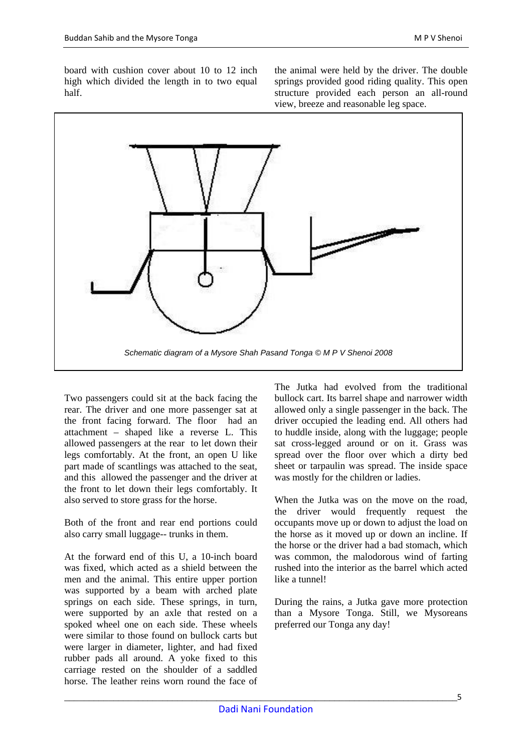board with cushion cover about 10 to 12 inch high which divided the length in to two equal half.

the animal were held by the driver. The double springs provided good riding quality. This open structure provided each person an all-round view, breeze and reasonable leg space.

*Schematic diagram of a Mysore Shah Pasand Tonga © M P V Shenoi 2008*

Two passengers could sit at the back facing the rear. The driver and one more passenger sat at the front facing forward. The floor had an attachment – shaped like a reverse L. This allowed passengers at the rear to let down their legs comfortably. At the front, an open U like part made of scantlings was attached to the seat, and this allowed the passenger and the driver at the front to let down their legs comfortably. It also served to store grass for the horse.

Both of the front and rear end portions could also carry small luggage-- trunks in them.

At the forward end of this U, a 10-inch board was fixed, which acted as a shield between the men and the animal. This entire upper portion was supported by a beam with arched plate springs on each side. These springs, in turn, were supported by an axle that rested on a spoked wheel one on each side. These wheels were similar to those found on bullock carts but were larger in diameter, lighter, and had fixed rubber pads all around. A yoke fixed to this carriage rested on the shoulder of a saddled horse. The leather reins worn round the face of

The Jutka had evolved from the traditional bullock cart. Its barrel shape and narrower width allowed only a single passenger in the back. The driver occupied the leading end. All others had to huddle inside, along with the luggage; people sat cross-legged around or on it. Grass was spread over the floor over which a dirty bed sheet or tarpaulin was spread. The inside space was mostly for the children or ladies.

When the Jutka was on the move on the road, the driver would frequently request the occupants move up or down to adjust the load on the horse as it moved up or down an incline. If the horse or the driver had a bad stomach, which was common, the malodorous wind of farting rushed into the interior as the barrel which acted like a tunnel!

During the rains, a Jutka gave more protection than a Mysore Tonga. Still, we Mysoreans preferred our Tonga any day!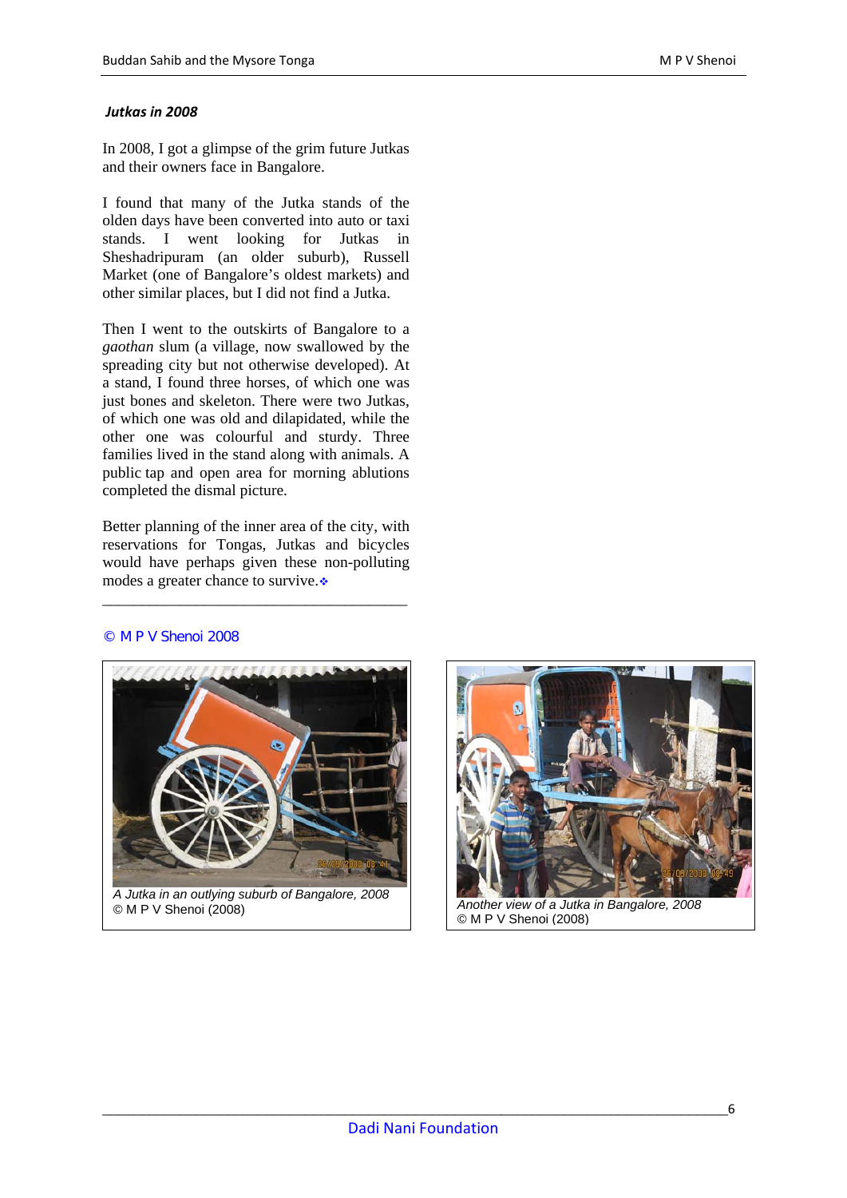***Jutkas in 2008***

In 2008, I got a glimpse of the grim future Jutkas and their owners face in Bangalore.

I found that many of the Jutka stands of the olden days have been converted into auto or taxi stands. I went looking for Jutkas in Sheshadripuram (an older suburb), Russell Market (one of Bangalore's oldest markets) and other similar places, but I did not find a Jutka.

Then I went to the outskirts of Bangalore to a *gaothan* slum (a village, now swallowed by the spreading city but not otherwise developed). At a stand, I found three horses, of which one was just bones and skeleton. There were two Jutkas, of which one was old and dilapidated, while the other one was colourful and sturdy. Three families lived in the stand along with animals. A public tap and open area for morning ablutions completed the dismal picture.

Better planning of the inner area of the city, with reservations for Tongas, Jutkas and bicycles would have perhaps given these non-polluting modes a greater chance to survive.❖

---

© M P V Shenoi 2008

*A Jutka in an outlying suburb of Bangalore, 2008*
© M P V Shenoi (2008)

*Another view of a Jutka in Bangalore, 2008*
© M P V Shenoi (2008)

Dadi Nani Foundation